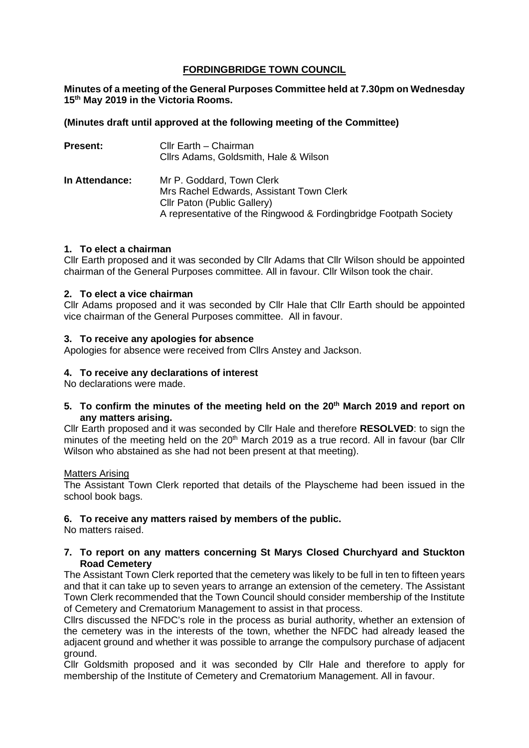# FORDINGBRIDGE TOWN COUNCIL

**Minutes of a meeting of the General Purposes Committee held at 7.30pm on Wednesday 15th May 2019 in the Victoria Rooms.**

**(Minutes draft until approved at the following meeting of the Committee)**

**Present:** Cllr Earth – Chairman
Cllrs Adams, Goldsmith, Hale & Wilson

**In Attendance:** Mr P. Goddard, Town Clerk
Mrs Rachel Edwards, Assistant Town Clerk
Cllr Paton (Public Gallery)
A representative of the Ringwood & Fordingbridge Footpath Society

### 1. To elect a chairman

Cllr Earth proposed and it was seconded by Cllr Adams that Cllr Wilson should be appointed chairman of the General Purposes committee. All in favour. Cllr Wilson took the chair.

### 2. To elect a vice chairman

Cllr Adams proposed and it was seconded by Cllr Hale that Cllr Earth should be appointed vice chairman of the General Purposes committee. All in favour.

### 3. To receive any apologies for absence

Apologies for absence were received from Cllrs Anstey and Jackson.

### 4. To receive any declarations of interest

No declarations were made.

### 5. To confirm the minutes of the meeting held on the 20th March 2019 and report on any matters arising.

Cllr Earth proposed and it was seconded by Cllr Hale and therefore **RESOLVED**: to sign the minutes of the meeting held on the 20th March 2019 as a true record. All in favour (bar Cllr Wilson who abstained as she had not been present at that meeting).

Matters Arising

The Assistant Town Clerk reported that details of the Playscheme had been issued in the school book bags.

### 6. To receive any matters raised by members of the public.

No matters raised.

### 7. To report on any matters concerning St Marys Closed Churchyard and Stuckton Road Cemetery

The Assistant Town Clerk reported that the cemetery was likely to be full in ten to fifteen years and that it can take up to seven years to arrange an extension of the cemetery. The Assistant Town Clerk recommended that the Town Council should consider membership of the Institute of Cemetery and Crematorium Management to assist in that process.

Cllrs discussed the NFDC's role in the process as burial authority, whether an extension of the cemetery was in the interests of the town, whether the NFDC had already leased the adjacent ground and whether it was possible to arrange the compulsory purchase of adjacent ground.

Cllr Goldsmith proposed and it was seconded by Cllr Hale and therefore to apply for membership of the Institute of Cemetery and Crematorium Management. All in favour.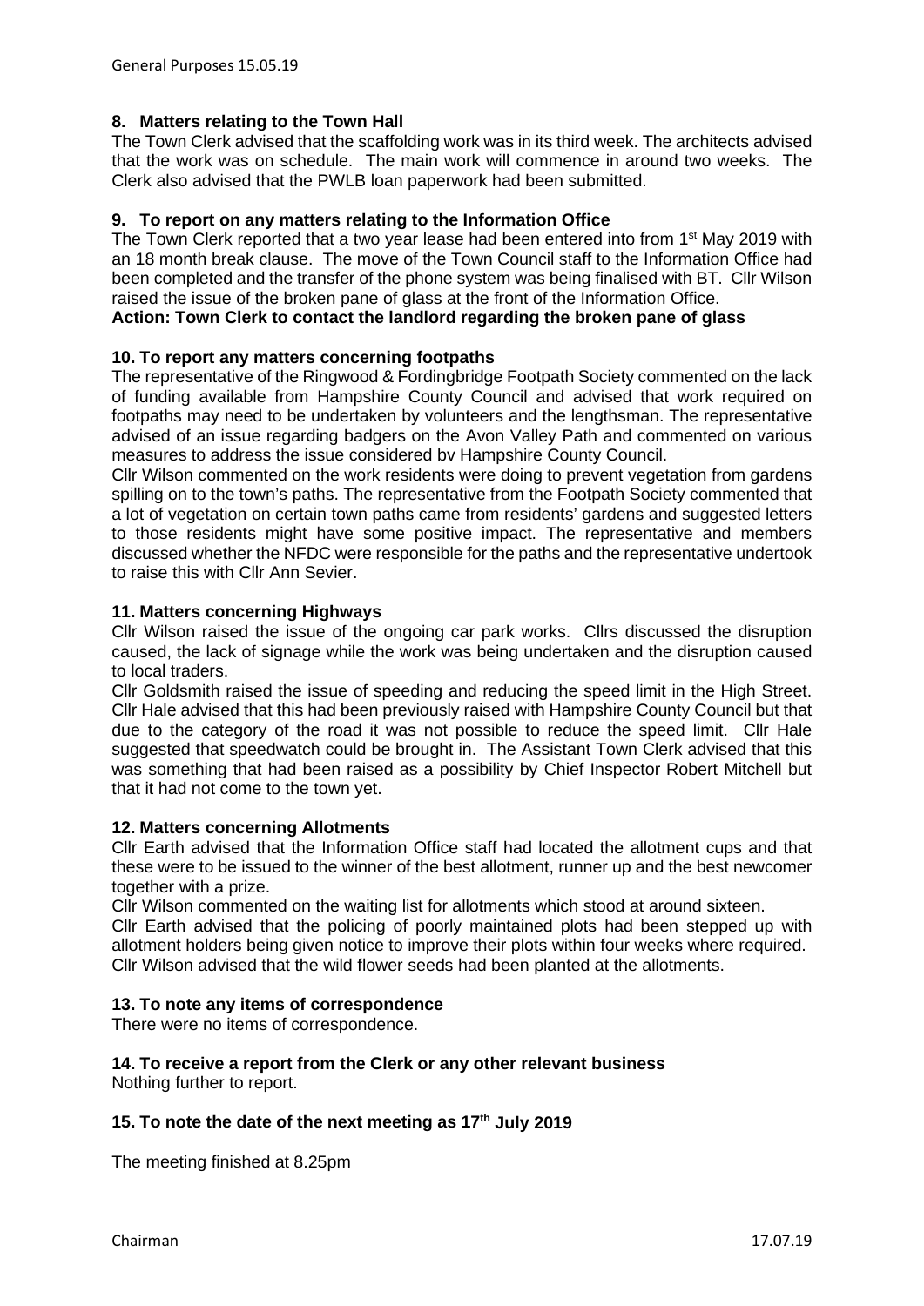## 8. Matters relating to the Town Hall

The Town Clerk advised that the scaffolding work was in its third week. The architects advised that the work was on schedule. The main work will commence in around two weeks. The Clerk also advised that the PWLB loan paperwork had been submitted.

## 9. To report on any matters relating to the Information Office

The Town Clerk reported that a two year lease had been entered into from 1st May 2019 with an 18 month break clause. The move of the Town Council staff to the Information Office had been completed and the transfer of the phone system was being finalised with BT. Cllr Wilson raised the issue of the broken pane of glass at the front of the Information Office.

**Action: Town Clerk to contact the landlord regarding the broken pane of glass**

## 10. To report any matters concerning footpaths

The representative of the Ringwood & Fordingbridge Footpath Society commented on the lack of funding available from Hampshire County Council and advised that work required on footpaths may need to be undertaken by volunteers and the lengthsman. The representative advised of an issue regarding badgers on the Avon Valley Path and commented on various measures to address the issue considered bv Hampshire County Council.

Cllr Wilson commented on the work residents were doing to prevent vegetation from gardens spilling on to the town's paths. The representative from the Footpath Society commented that a lot of vegetation on certain town paths came from residents' gardens and suggested letters to those residents might have some positive impact. The representative and members discussed whether the NFDC were responsible for the paths and the representative undertook to raise this with Cllr Ann Sevier.

## 11. Matters concerning Highways

Cllr Wilson raised the issue of the ongoing car park works. Cllrs discussed the disruption caused, the lack of signage while the work was being undertaken and the disruption caused to local traders.

Cllr Goldsmith raised the issue of speeding and reducing the speed limit in the High Street. Cllr Hale advised that this had been previously raised with Hampshire County Council but that due to the category of the road it was not possible to reduce the speed limit. Cllr Hale suggested that speedwatch could be brought in. The Assistant Town Clerk advised that this was something that had been raised as a possibility by Chief Inspector Robert Mitchell but that it had not come to the town yet.

## 12. Matters concerning Allotments

Cllr Earth advised that the Information Office staff had located the allotment cups and that these were to be issued to the winner of the best allotment, runner up and the best newcomer together with a prize.

Cllr Wilson commented on the waiting list for allotments which stood at around sixteen.

Cllr Earth advised that the policing of poorly maintained plots had been stepped up with allotment holders being given notice to improve their plots within four weeks where required.

Cllr Wilson advised that the wild flower seeds had been planted at the allotments.

## 13. To note any items of correspondence

There were no items of correspondence.

## 14. To receive a report from the Clerk or any other relevant business

Nothing further to report.

## 15. To note the date of the next meeting as 17th July 2019

The meeting finished at 8.25pm

Chairman 17.07.19